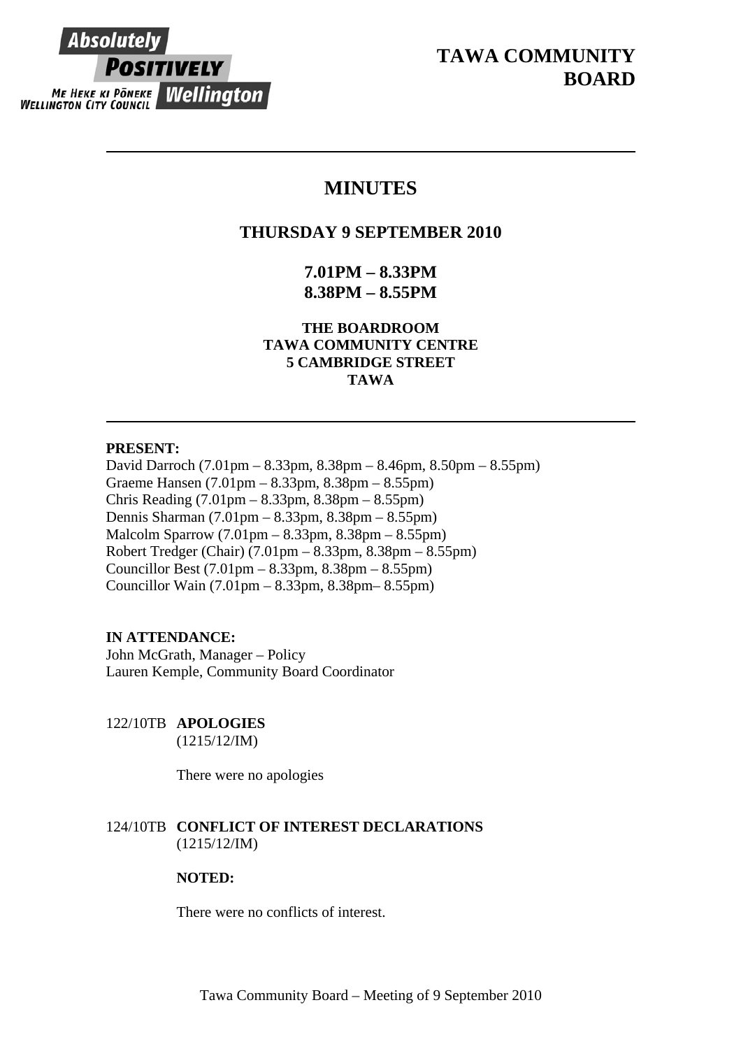# TAWA COMMUNITY BOARD

## MINUTES

### THURSDAY 9 SEPTEMBER 2010

**7.01PM – 8.33PM**
**8.38PM – 8.55PM**

**THE BOARDROOM**
**TAWA COMMUNITY CENTRE**
**5 CAMBRIDGE STREET**
**TAWA**

**PRESENT:**

David Darroch (7.01pm – 8.33pm, 8.38pm – 8.46pm, 8.50pm – 8.55pm)
Graeme Hansen (7.01pm – 8.33pm, 8.38pm – 8.55pm)
Chris Reading (7.01pm – 8.33pm, 8.38pm – 8.55pm)
Dennis Sharman (7.01pm – 8.33pm, 8.38pm – 8.55pm)
Malcolm Sparrow (7.01pm – 8.33pm, 8.38pm – 8.55pm)
Robert Tredger (Chair) (7.01pm – 8.33pm, 8.38pm – 8.55pm)
Councillor Best (7.01pm – 8.33pm, 8.38pm – 8.55pm)
Councillor Wain (7.01pm – 8.33pm, 8.38pm– 8.55pm)

**IN ATTENDANCE:**

John McGrath, Manager – Policy
Lauren Kemple, Community Board Coordinator

122/10TB **APOLOGIES**
(1215/12/IM)

There were no apologies

124/10TB **CONFLICT OF INTEREST DECLARATIONS**
(1215/12/IM)

**NOTED:**

There were no conflicts of interest.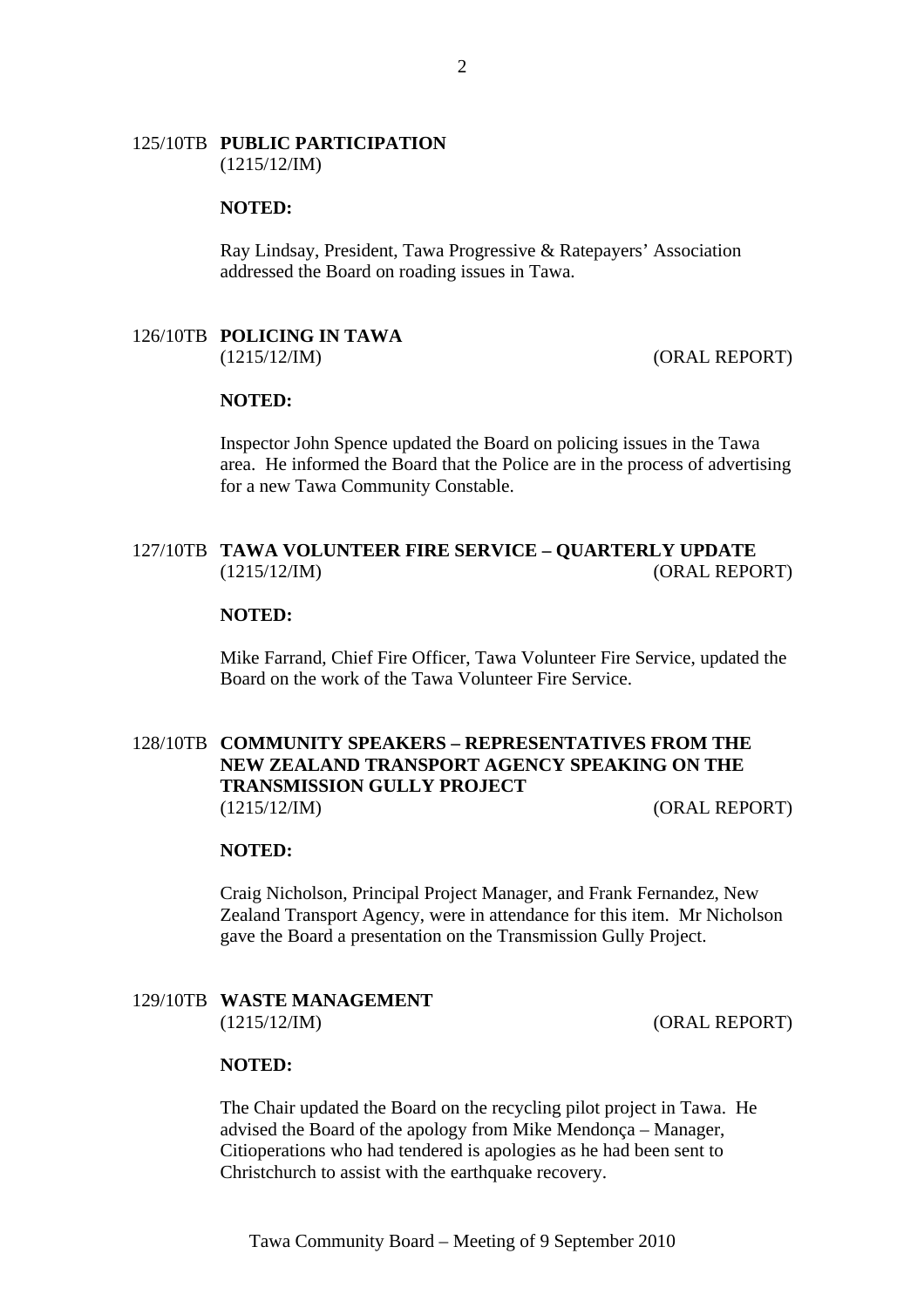**125/10TB PUBLIC PARTICIPATION**
(1215/12/IM)

**NOTED:**

Ray Lindsay, President, Tawa Progressive & Ratepayers' Association addressed the Board on roading issues in Tawa.

**126/10TB POLICING IN TAWA**
(1215/12/IM) (ORAL REPORT)

**NOTED:**

Inspector John Spence updated the Board on policing issues in the Tawa area. He informed the Board that the Police are in the process of advertising for a new Tawa Community Constable.

**127/10TB TAWA VOLUNTEER FIRE SERVICE – QUARTERLY UPDATE**
(1215/12/IM) (ORAL REPORT)

**NOTED:**

Mike Farrand, Chief Fire Officer, Tawa Volunteer Fire Service, updated the Board on the work of the Tawa Volunteer Fire Service.

**128/10TB COMMUNITY SPEAKERS – REPRESENTATIVES FROM THE NEW ZEALAND TRANSPORT AGENCY SPEAKING ON THE TRANSMISSION GULLY PROJECT**
(1215/12/IM) (ORAL REPORT)

**NOTED:**

Craig Nicholson, Principal Project Manager, and Frank Fernandez, New Zealand Transport Agency, were in attendance for this item. Mr Nicholson gave the Board a presentation on the Transmission Gully Project.

**129/10TB WASTE MANAGEMENT**
(1215/12/IM) (ORAL REPORT)

**NOTED:**

The Chair updated the Board on the recycling pilot project in Tawa. He advised the Board of the apology from Mike Mendonça – Manager, Citioperations who had tendered is apologies as he had been sent to Christchurch to assist with the earthquake recovery.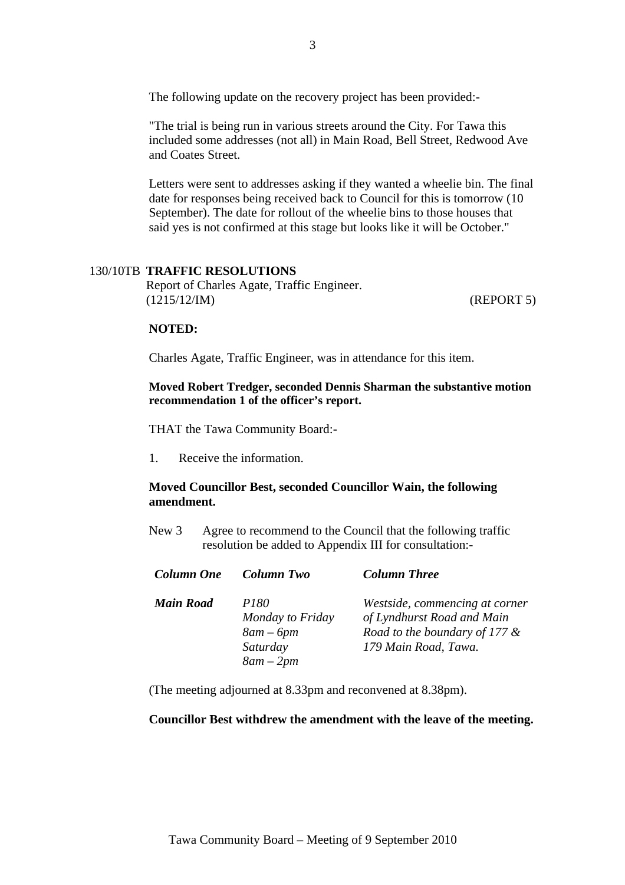The following update on the recovery project has been provided:-

"The trial is being run in various streets around the City. For Tawa this included some addresses (not all) in Main Road, Bell Street, Redwood Ave and Coates Street.

Letters were sent to addresses asking if they wanted a wheelie bin. The final date for responses being received back to Council for this is tomorrow (10 September). The date for rollout of the wheelie bins to those houses that said yes is not confirmed at this stage but looks like it will be October."

130/10TB **TRAFFIC RESOLUTIONS**
Report of Charles Agate, Traffic Engineer.
(1215/12/IM) (REPORT 5)

**NOTED:**

Charles Agate, Traffic Engineer, was in attendance for this item.

**Moved Robert Tredger, seconded Dennis Sharman the substantive motion recommendation 1 of the officer's report.**

THAT the Tawa Community Board:-

1. Receive the information.

**Moved Councillor Best, seconded Councillor Wain, the following amendment.**

New 3 Agree to recommend to the Council that the following traffic resolution be added to Appendix III for consultation:-

| ***Column One*** | ***Column Two*** | ***Column Three*** |
|---|---|---|
| ***Main Road*** | *P180 Monday to Friday 8am – 6pm Saturday 8am – 2pm* | *Westside, commencing at corner of Lyndhurst Road and Main Road to the boundary of 177 & 179 Main Road, Tawa.* |

(The meeting adjourned at 8.33pm and reconvened at 8.38pm).

**Councillor Best withdrew the amendment with the leave of the meeting.**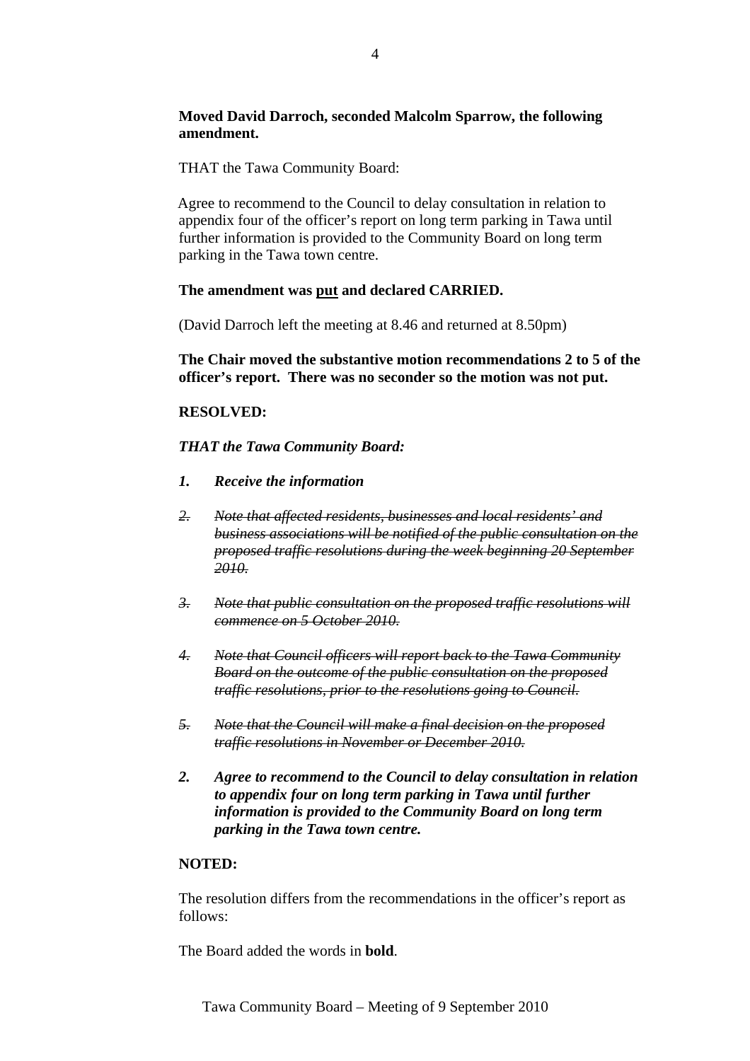**Moved David Darroch, seconded Malcolm Sparrow, the following amendment.**

THAT the Tawa Community Board:

Agree to recommend to the Council to delay consultation in relation to appendix four of the officer's report on long term parking in Tawa until further information is provided to the Community Board on long term parking in the Tawa town centre.

**The amendment was <u>put</u> and declared CARRIED.**

(David Darroch left the meeting at 8.46 and returned at 8.50pm)

**The Chair moved the substantive motion recommendations 2 to 5 of the officer's report. There was no seconder so the motion was not put.**

**RESOLVED:**

***THAT the Tawa Community Board:***

1. ***Receive the information***

2. ~~*Note that affected residents, businesses and local residents' and business associations will be notified of the public consultation on the proposed traffic resolutions during the week beginning 20 September 2010.*~~

3. ~~*Note that public consultation on the proposed traffic resolutions will commence on 5 October 2010.*~~

4. ~~*Note that Council officers will report back to the Tawa Community Board on the outcome of the public consultation on the proposed traffic resolutions, prior to the resolutions going to Council.*~~

5. ~~*Note that the Council will make a final decision on the proposed traffic resolutions in November or December 2010.*~~

2. ***Agree to recommend to the Council to delay consultation in relation to appendix four on long term parking in Tawa until further information is provided to the Community Board on long term parking in the Tawa town centre.***

**NOTED:**

The resolution differs from the recommendations in the officer's report as follows:

The Board added the words in **bold**.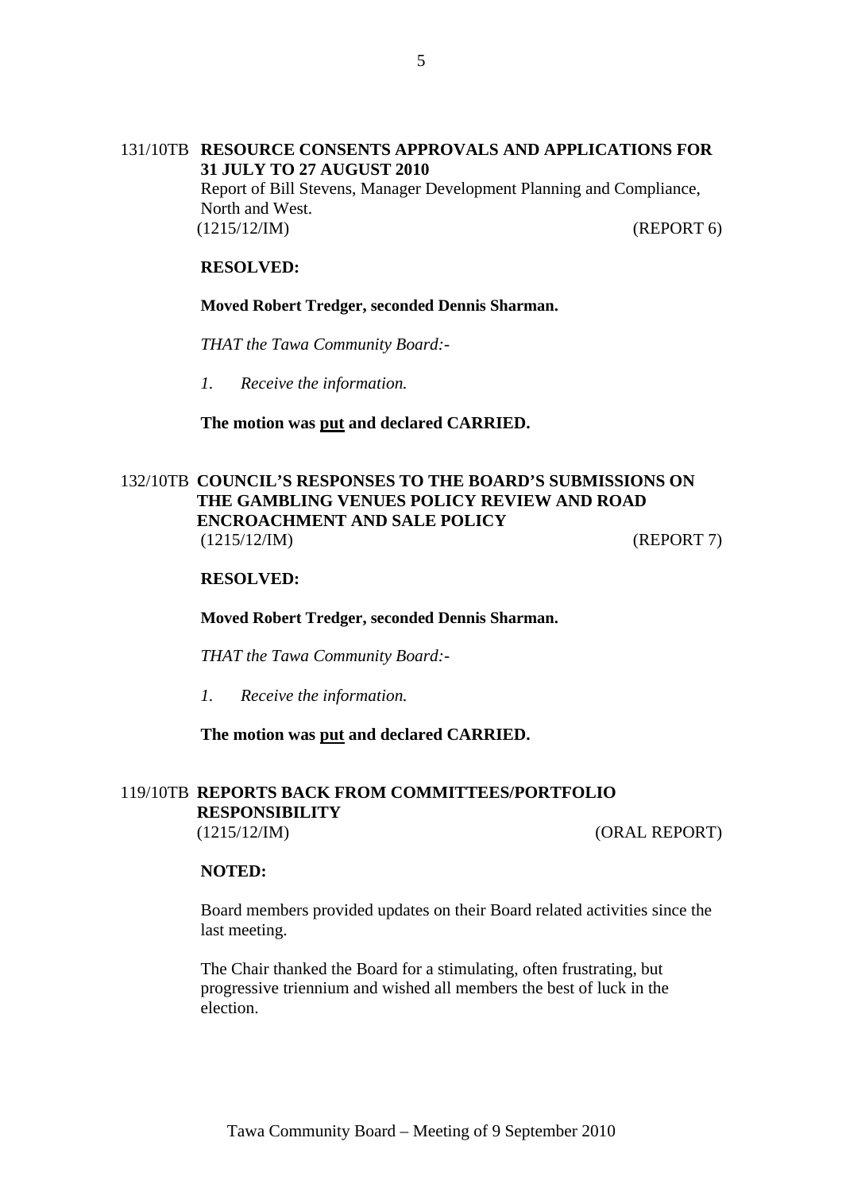### 131/10TB RESOURCE CONSENTS APPROVALS AND APPLICATIONS FOR 31 JULY TO 27 AUGUST 2010

Report of Bill Stevens, Manager Development Planning and Compliance, North and West.

(1215/12/IM) (REPORT 6)

**RESOLVED:**

**Moved Robert Tredger, seconded Dennis Sharman.**

*THAT the Tawa Community Board:-*

1. *Receive the information.*

**The motion was put and declared CARRIED.**

### 132/10TB COUNCIL'S RESPONSES TO THE BOARD'S SUBMISSIONS ON THE GAMBLING VENUES POLICY REVIEW AND ROAD ENCROACHMENT AND SALE POLICY

(1215/12/IM) (REPORT 7)

**RESOLVED:**

**Moved Robert Tredger, seconded Dennis Sharman.**

*THAT the Tawa Community Board:-*

1. *Receive the information.*

**The motion was put and declared CARRIED.**

### 119/10TB REPORTS BACK FROM COMMITTEES/PORTFOLIO RESPONSIBILITY

(1215/12/IM) (ORAL REPORT)

**NOTED:**

Board members provided updates on their Board related activities since the last meeting.

The Chair thanked the Board for a stimulating, often frustrating, but progressive triennium and wished all members the best of luck in the election.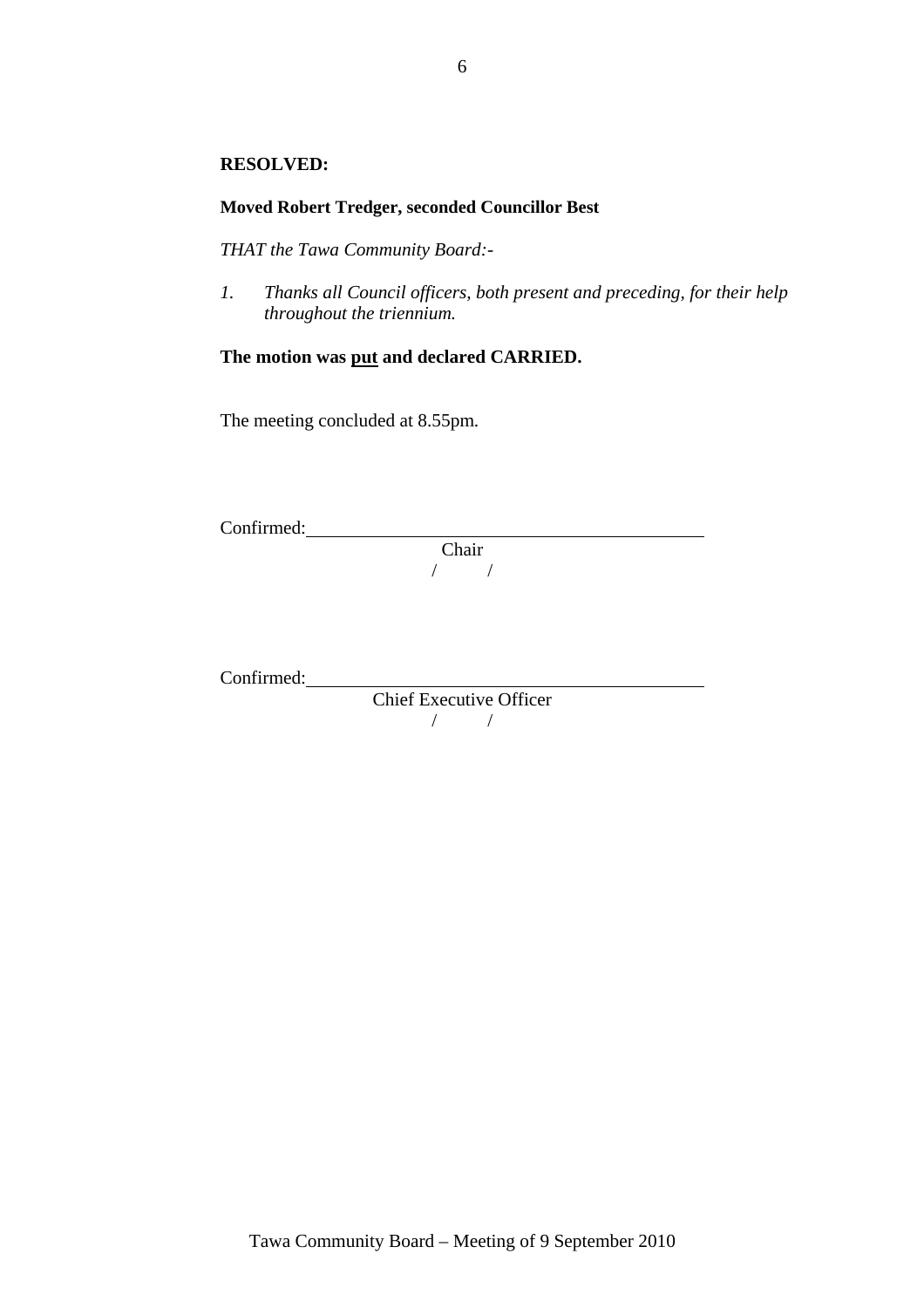**RESOLVED:**

**Moved Robert Tredger, seconded Councillor Best**

*THAT the Tawa Community Board:-*

1. *Thanks all Council officers, both present and preceding, for their help throughout the triennium.*

**The motion was put and declared CARRIED.**

The meeting concluded at 8.55pm.

Confirmed:\_\_\_\_\_\_\_\_\_\_\_\_\_\_\_\_\_\_\_\_\_\_\_\_\_\_\_\_\_\_\_\_\_\_\_\_\_\_\_\_

Chair

/ /

Confirmed:\_\_\_\_\_\_\_\_\_\_\_\_\_\_\_\_\_\_\_\_\_\_\_\_\_\_\_\_\_\_\_\_\_\_\_\_\_\_\_\_

Chief Executive Officer

/ /